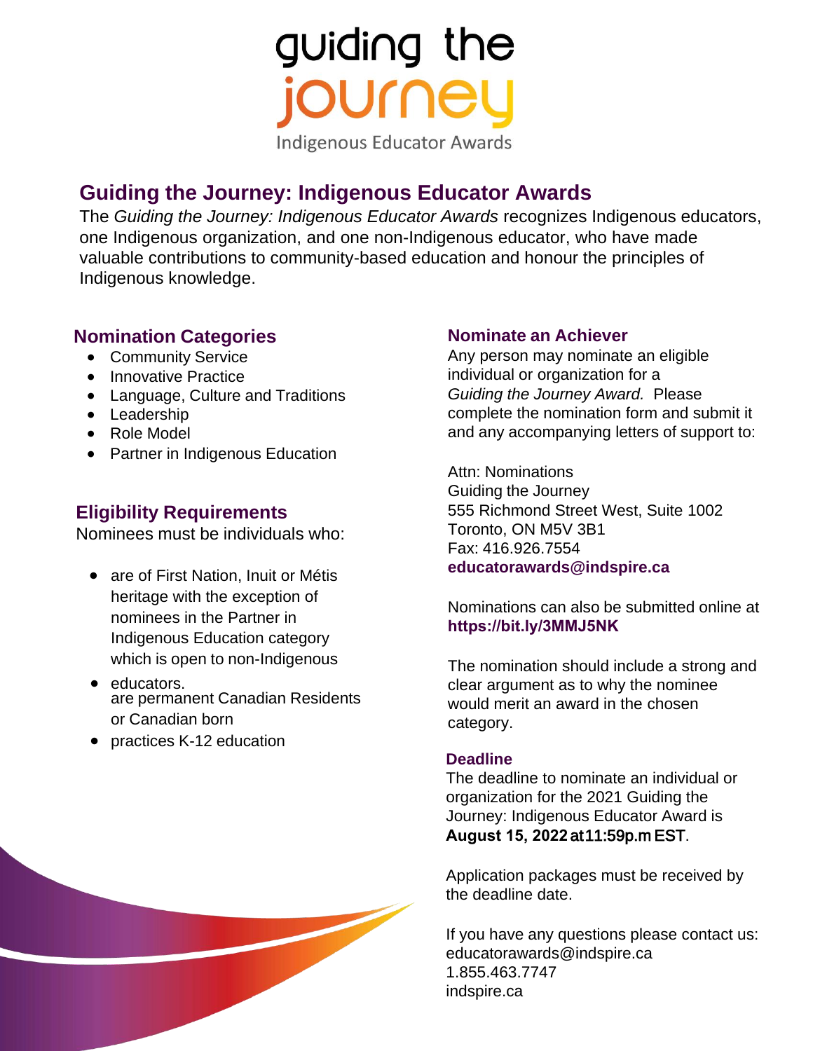guiding the journey

Indigenous Educator Awards

# Guiding the Journey: Indigenous Educator Awards

The *Guiding the Journey: Indigenous Educator Awards* recognizes Indigenous educators, one Indigenous organization, and one non-Indigenous educator, who have made valuable contributions to community-based education and honour the principles of Indigenous knowledge.

## Nomination Categories

- Community Service
- Innovative Practice
- Language, Culture and Traditions
- Leadership
- Role Model
- Partner in Indigenous Education

## Eligibility Requirements

Nominees must be individuals who:

- are of First Nation, Inuit or Métis heritage with the exception of nominees in the Partner in Indigenous Education category which is open to non-Indigenous
- educators. are permanent Canadian Residents or Canadian born
- practices K-12 education

## Nominate an Achiever

Any person may nominate an eligible individual or organization for a *Guiding the Journey Award.* Please complete the nomination form and submit it and any accompanying letters of support to:

Attn: Nominations
Guiding the Journey
555 Richmond Street West, Suite 1002
Toronto, ON M5V 3B1
Fax: 416.926.7554
**educatorawards@indspire.ca**

Nominations can also be submitted online at **https://bit.ly/3MMJ5NK**

The nomination should include a strong and clear argument as to why the nominee would merit an award in the chosen category.

## Deadline

The deadline to nominate an individual or organization for the 2021 Guiding the Journey: Indigenous Educator Award is **August 15, 2022 at 11:59p.m EST**.

Application packages must be received by the deadline date.

If you have any questions please contact us:
educatorawards@indspire.ca
1.855.463.7747
indspire.ca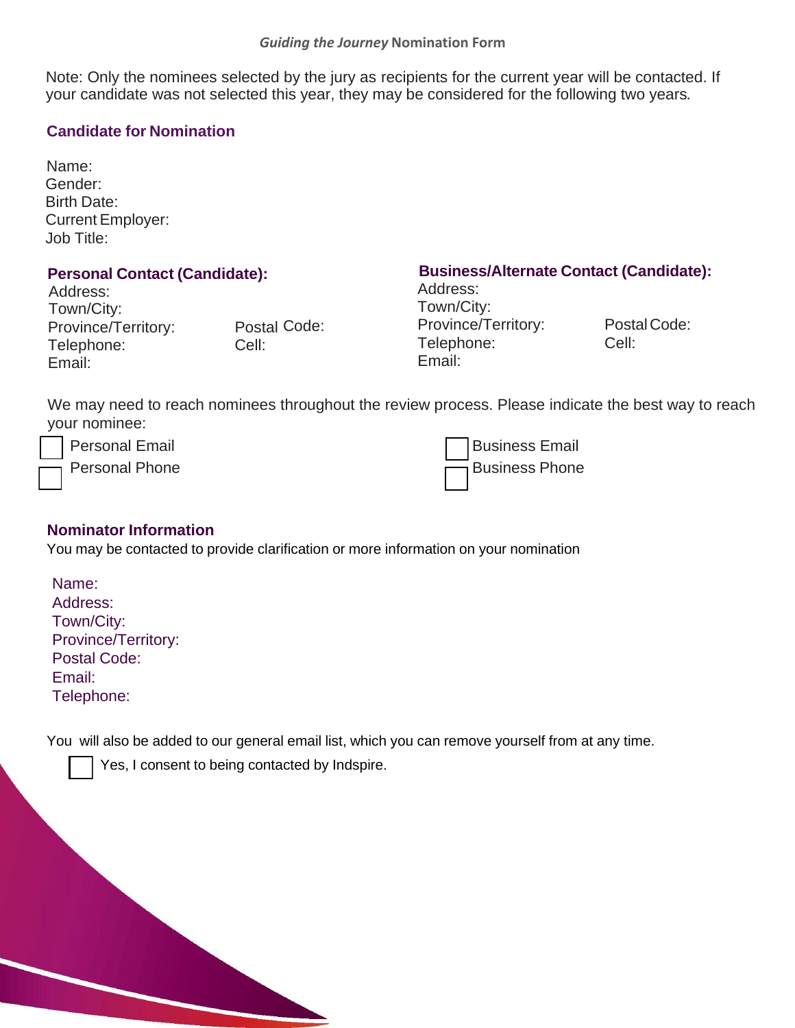*Guiding the Journey* **Nomination Form**

Note: Only the nominees selected by the jury as recipients for the current year will be contacted. If your candidate was not selected this year, they may be considered for the following two years.

## Candidate for Nomination

Name:
Gender:
Birth Date:
Current Employer:
Job Title:

### Personal Contact (Candidate):

Address:
Town/City:
Province/Territory: Postal Code:
Telephone: Cell:
Email:

### Business/Alternate Contact (Candidate):

Address:
Town/City:
Province/Territory: Postal Code:
Telephone: Cell:
Email:

We may need to reach nominees throughout the review process. Please indicate the best way to reach your nominee:

- ☐ Personal Email
- ☐ Personal Phone
- ☐ Business Email
- ☐ Business Phone

## Nominator Information

You may be contacted to provide clarification or more information on your nomination

Name:
Address:
Town/City:
Province/Territory:
Postal Code:
Email:
Telephone:

You will also be added to our general email list, which you can remove yourself from at any time.

☐ Yes, I consent to being contacted by Indspire.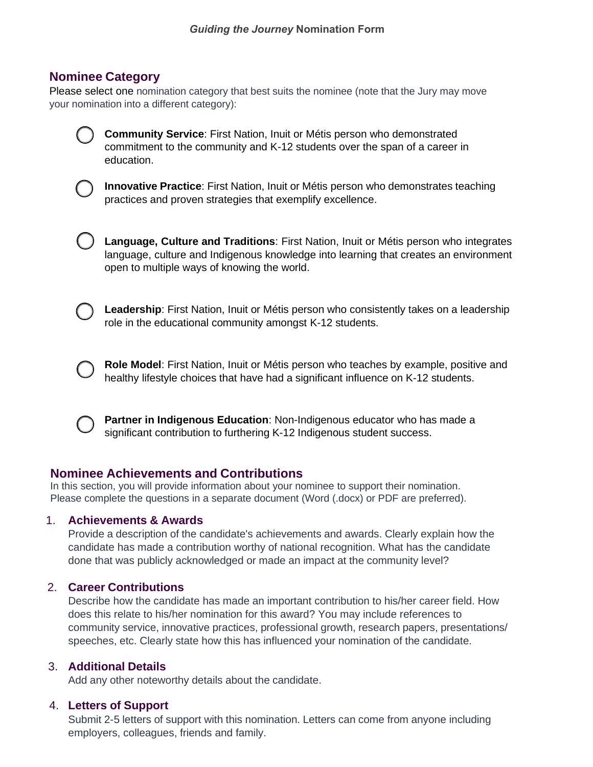***Guiding the Journey* Nomination Form**

## Nominee Category

Please select one nomination category that best suits the nominee (note that the Jury may move your nomination into a different category):

- ◯ **Community Service**: First Nation, Inuit or Métis person who demonstrated commitment to the community and K-12 students over the span of a career in education.
- ◯ **Innovative Practice**: First Nation, Inuit or Métis person who demonstrates teaching practices and proven strategies that exemplify excellence.
- ◯ **Language, Culture and Traditions**: First Nation, Inuit or Métis person who integrates language, culture and Indigenous knowledge into learning that creates an environment open to multiple ways of knowing the world.
- ◯ **Leadership**: First Nation, Inuit or Métis person who consistently takes on a leadership role in the educational community amongst K-12 students.
- ◯ **Role Model**: First Nation, Inuit or Métis person who teaches by example, positive and healthy lifestyle choices that have had a significant influence on K-12 students.
- ◯ **Partner in Indigenous Education**: Non-Indigenous educator who has made a significant contribution to furthering K-12 Indigenous student success.

## Nominee Achievements and Contributions

In this section, you will provide information about your nominee to support their nomination. Please complete the questions in a separate document (Word (.docx) or PDF are preferred).

1. **Achievements & Awards**
   Provide a description of the candidate's achievements and awards. Clearly explain how the candidate has made a contribution worthy of national recognition. What has the candidate done that was publicly acknowledged or made an impact at the community level?

2. **Career Contributions**
   Describe how the candidate has made an important contribution to his/her career field. How does this relate to his/her nomination for this award? You may include references to community service, innovative practices, professional growth, research papers, presentations/speeches, etc. Clearly state how this has influenced your nomination of the candidate.

3. **Additional Details**
   Add any other noteworthy details about the candidate.

4. **Letters of Support**
   Submit 2-5 letters of support with this nomination. Letters can come from anyone including employers, colleagues, friends and family.